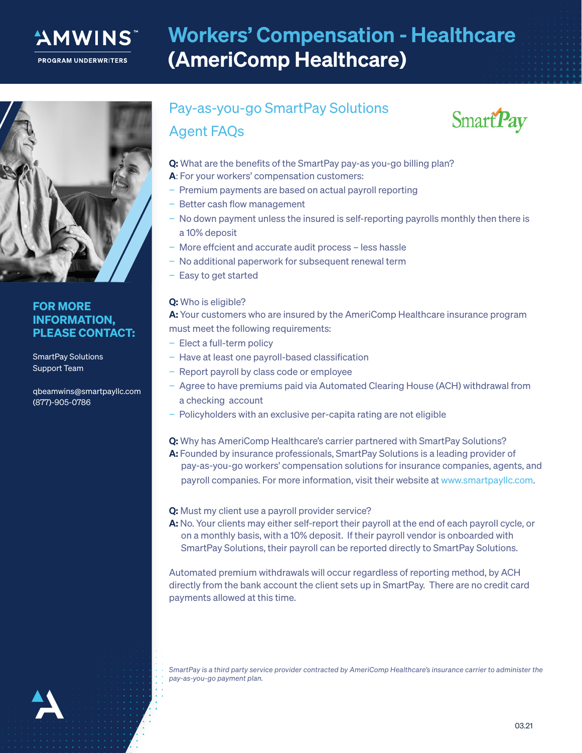# Workers' Compensation - Healthcare (AmeriComp Healthcare)

AMWINS PROGRAM UNDERWRITERS

## Pay-as-you-go SmartPay Solutions

## Agent FAQs

**Q:** What are the benefits of the SmartPay pay-as you-go billing plan?

**A**: For your workers' compensation customers:

- Premium payments are based on actual payroll reporting
- Better cash flow management
- No down payment unless the insured is self-reporting payrolls monthly then there is a 10% deposit
- More effcient and accurate audit process – less hassle
- No additional paperwork for subsequent renewal term
- Easy to get started

**Q:** Who is eligible?

**A:** Your customers who are insured by the AmeriComp Healthcare insurance program must meet the following requirements:

- Elect a full-term policy
- Have at least one payroll-based classification
- Report payroll by class code or employee
- Agree to have premiums paid via Automated Clearing House (ACH) withdrawal from a checking account
- Policyholders with an exclusive per-capita rating are not eligible

**Q:** Why has AmeriComp Healthcare's carrier partnered with SmartPay Solutions?

**A:** Founded by insurance professionals, SmartPay Solutions is a leading provider of pay-as-you-go workers' compensation solutions for insurance companies, agents, and payroll companies. For more information, visit their website at www.smartpayllc.com.

**Q:** Must my client use a payroll provider service?

**A:** No. Your clients may either self-report their payroll at the end of each payroll cycle, or on a monthly basis, with a 10% deposit. If their payroll vendor is onboarded with SmartPay Solutions, their payroll can be reported directly to SmartPay Solutions.

Automated premium withdrawals will occur regardless of reporting method, by ACH directly from the bank account the client sets up in SmartPay. There are no credit card payments allowed at this time.

*SmartPay is a third party service provider contracted by AmeriComp Healthcare's insurance carrier to administer the pay-as-you-go payment plan.*

### FOR MORE INFORMATION, PLEASE CONTACT:

SmartPay Solutions
Support Team

qbeamwins@smartpayllc.com
(877)-905-0786

03.21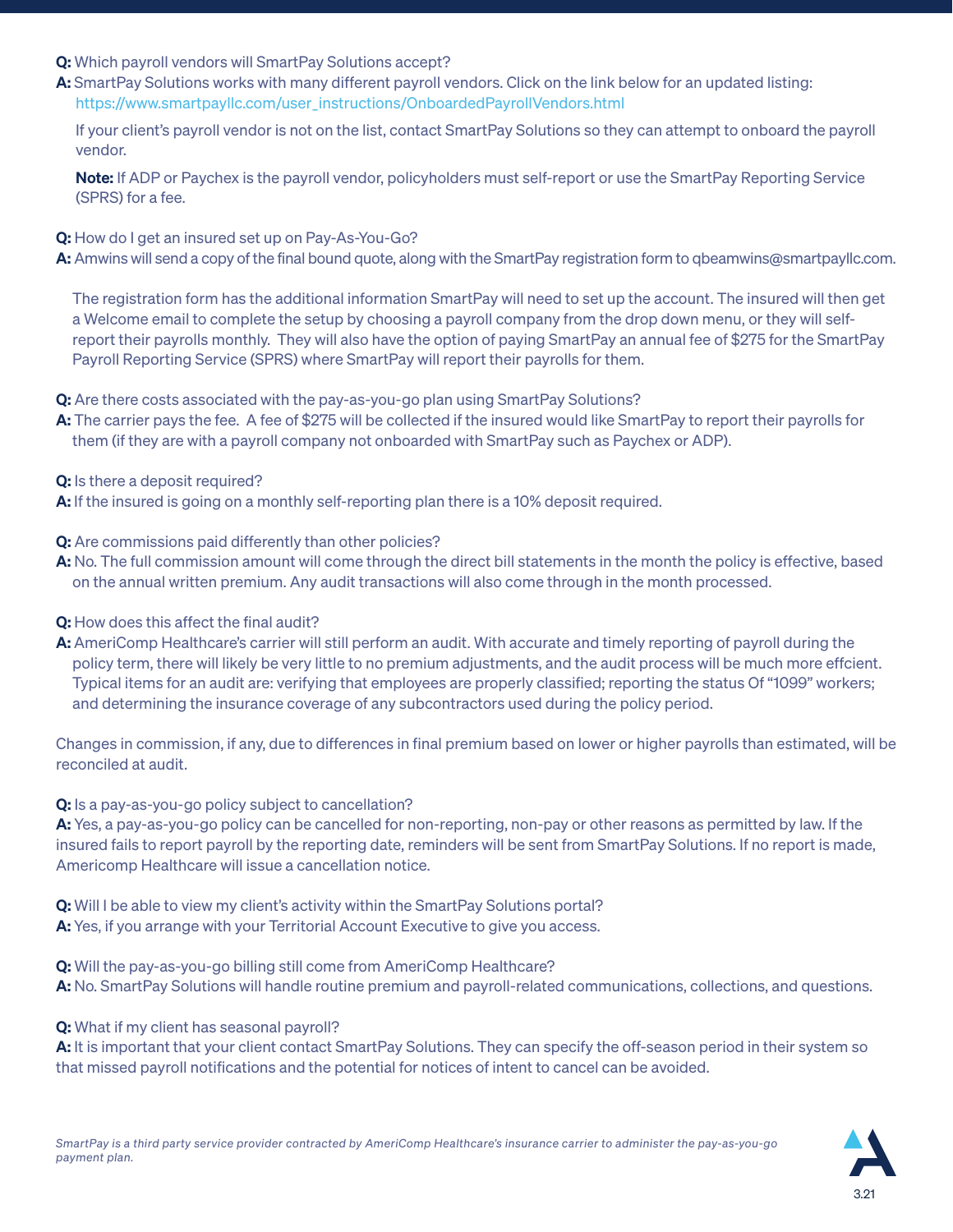**Q:** Which payroll vendors will SmartPay Solutions accept?

**A:** SmartPay Solutions works with many different payroll vendors. Click on the link below for an updated listing: https://www.smartpayllc.com/user_instructions/OnboardedPayrollVendors.html

If your client's payroll vendor is not on the list, contact SmartPay Solutions so they can attempt to onboard the payroll vendor.

**Note:** If ADP or Paychex is the payroll vendor, policyholders must self-report or use the SmartPay Reporting Service (SPRS) for a fee.

**Q:** How do I get an insured set up on Pay-As-You-Go?

**A:** Amwins will send a copy of the final bound quote, along with the SmartPay registration form to qbeamwins@smartpayllc.com.

The registration form has the additional information SmartPay will need to set up the account. The insured will then get a Welcome email to complete the setup by choosing a payroll company from the drop down menu, or they will self-report their payrolls monthly. They will also have the option of paying SmartPay an annual fee of $275 for the SmartPay Payroll Reporting Service (SPRS) where SmartPay will report their payrolls for them.

**Q:** Are there costs associated with the pay-as-you-go plan using SmartPay Solutions?

**A:** The carrier pays the fee. A fee of $275 will be collected if the insured would like SmartPay to report their payrolls for them (if they are with a payroll company not onboarded with SmartPay such as Paychex or ADP).

**Q:** Is there a deposit required?

**A:** If the insured is going on a monthly self-reporting plan there is a 10% deposit required.

**Q:** Are commissions paid differently than other policies?

**A:** No. The full commission amount will come through the direct bill statements in the month the policy is effective, based on the annual written premium. Any audit transactions will also come through in the month processed.

**Q:** How does this affect the final audit?

**A:** AmeriComp Healthcare's carrier will still perform an audit. With accurate and timely reporting of payroll during the policy term, there will likely be very little to no premium adjustments, and the audit process will be much more effcient. Typical items for an audit are: verifying that employees are properly classified; reporting the status Of "1099" workers; and determining the insurance coverage of any subcontractors used during the policy period.

Changes in commission, if any, due to differences in final premium based on lower or higher payrolls than estimated, will be reconciled at audit.

**Q:** Is a pay-as-you-go policy subject to cancellation?

**A:** Yes, a pay-as-you-go policy can be cancelled for non-reporting, non-pay or other reasons as permitted by law. If the insured fails to report payroll by the reporting date, reminders will be sent from SmartPay Solutions. If no report is made, Americomp Healthcare will issue a cancellation notice.

**Q:** Will I be able to view my client's activity within the SmartPay Solutions portal?

**A:** Yes, if you arrange with your Territorial Account Executive to give you access.

**Q:** Will the pay-as-you-go billing still come from AmeriComp Healthcare?

**A:** No. SmartPay Solutions will handle routine premium and payroll-related communications, collections, and questions.

**Q:** What if my client has seasonal payroll?

**A:** It is important that your client contact SmartPay Solutions. They can specify the off-season period in their system so that missed payroll notifications and the potential for notices of intent to cancel can be avoided.

*SmartPay is a third party service provider contracted by AmeriComp Healthcare's insurance carrier to administer the pay-as-you-go payment plan.*

3.21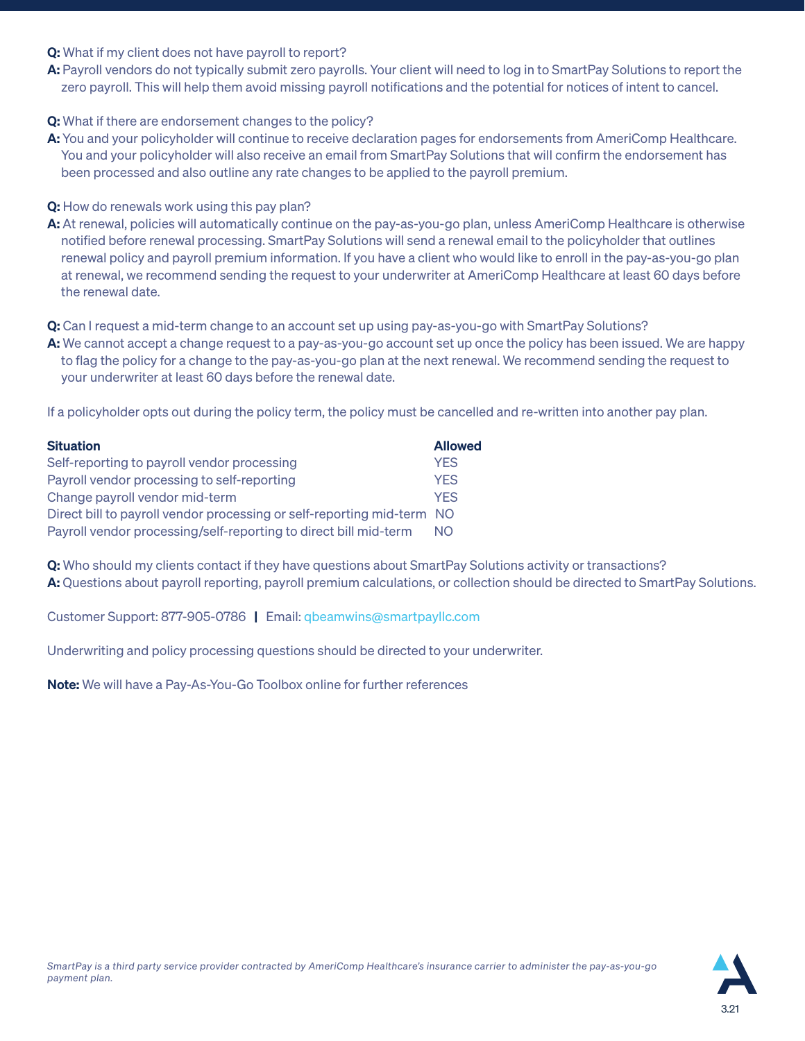**Q:** What if my client does not have payroll to report?

**A:** Payroll vendors do not typically submit zero payrolls. Your client will need to log in to SmartPay Solutions to report the zero payroll. This will help them avoid missing payroll notifications and the potential for notices of intent to cancel.

**Q:** What if there are endorsement changes to the policy?

**A:** You and your policyholder will continue to receive declaration pages for endorsements from AmeriComp Healthcare. You and your policyholder will also receive an email from SmartPay Solutions that will confirm the endorsement has been processed and also outline any rate changes to be applied to the payroll premium.

**Q:** How do renewals work using this pay plan?

**A:** At renewal, policies will automatically continue on the pay-as-you-go plan, unless AmeriComp Healthcare is otherwise notified before renewal processing. SmartPay Solutions will send a renewal email to the policyholder that outlines renewal policy and payroll premium information. If you have a client who would like to enroll in the pay-as-you-go plan at renewal, we recommend sending the request to your underwriter at AmeriComp Healthcare at least 60 days before the renewal date.

**Q:** Can I request a mid-term change to an account set up using pay-as-you-go with SmartPay Solutions?

**A:** We cannot accept a change request to a pay-as-you-go account set up once the policy has been issued. We are happy to flag the policy for a change to the pay-as-you-go plan at the next renewal. We recommend sending the request to your underwriter at least 60 days before the renewal date.

If a policyholder opts out during the policy term, the policy must be cancelled and re-written into another pay plan.

| Situation | Allowed |
|---|---|
| Self-reporting to payroll vendor processing | YES |
| Payroll vendor processing to self-reporting | YES |
| Change payroll vendor mid-term | YES |
| Direct bill to payroll vendor processing or self-reporting mid-term | NO |
| Payroll vendor processing/self-reporting to direct bill mid-term | NO |

**Q:** Who should my clients contact if they have questions about SmartPay Solutions activity or transactions?

**A:** Questions about payroll reporting, payroll premium calculations, or collection should be directed to SmartPay Solutions.

Customer Support: 877-905-0786 | Email: qbeamwins@smartpayllc.com

Underwriting and policy processing questions should be directed to your underwriter.

**Note:** We will have a Pay-As-You-Go Toolbox online for further references

*SmartPay is a third party service provider contracted by AmeriComp Healthcare's insurance carrier to administer the pay-as-you-go payment plan.*